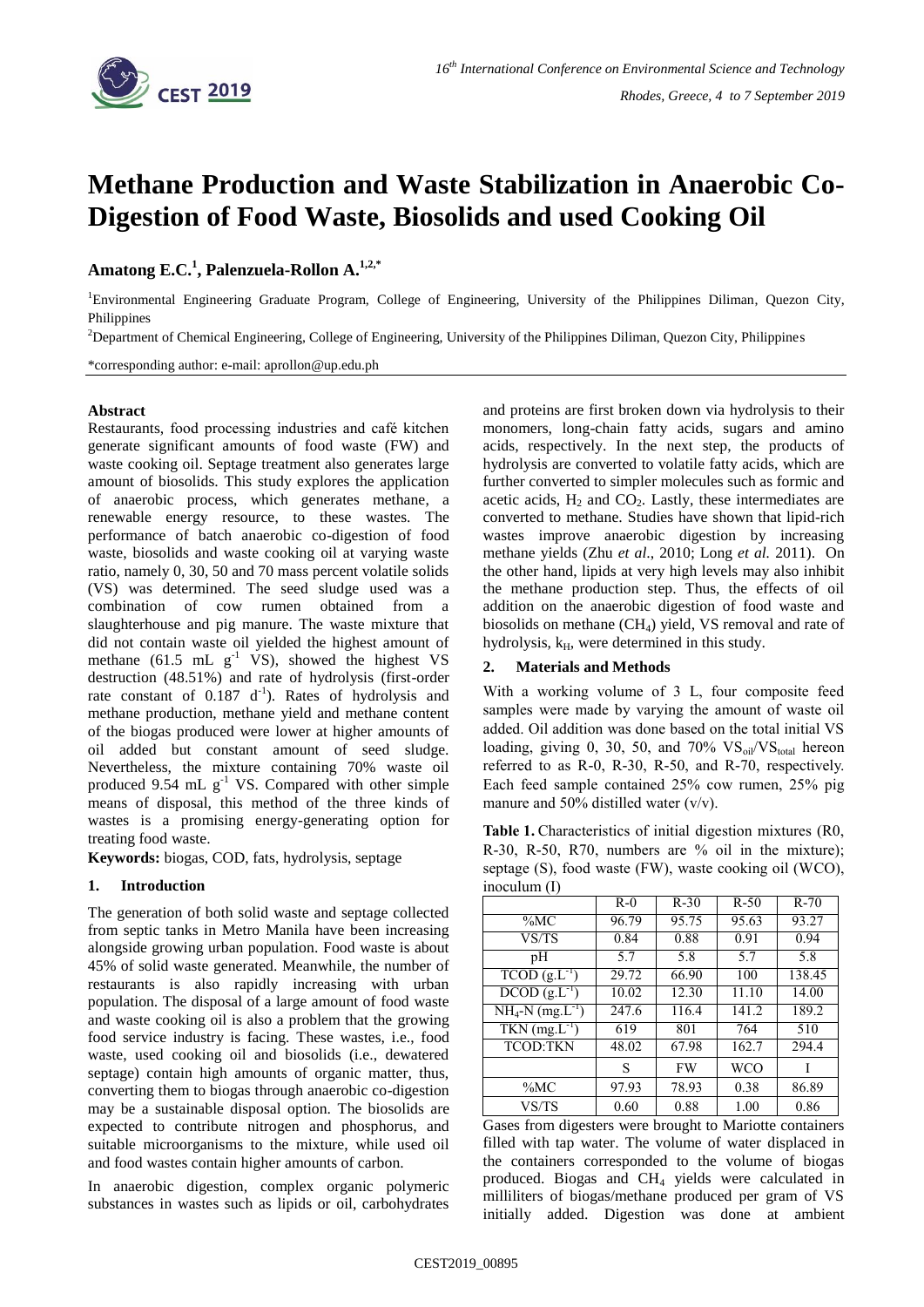# Methane Production and Waste Stabilization in Anaerobic Co-Digestion of Food Waste, Biosolids and used Cooking Oil

**Amatong E.C.[1], Palenzuela-Rollon A.[1,2,*]**

[1]Environmental Engineering Graduate Program, College of Engineering, University of the Philippines Diliman, Quezon City, Philippines

[2]Department of Chemical Engineering, College of Engineering, University of the Philippines Diliman, Quezon City, Philippines

*corresponding author: e-mail: aprollon@up.edu.ph

## Abstract

Restaurants, food processing industries and café kitchen generate significant amounts of food waste (FW) and waste cooking oil. Septage treatment also generates large amount of biosolids. This study explores the application of anaerobic process, which generates methane, a renewable energy resource, to these wastes. The performance of batch anaerobic co-digestion of food waste, biosolids and waste cooking oil at varying waste ratio, namely 0, 30, 50 and 70 mass percent volatile solids (VS) was determined. The seed sludge used was a combination of cow rumen obtained from a slaughterhouse and pig manure. The waste mixture that did not contain waste oil yielded the highest amount of methane (61.5 mL $g^{-1}$ VS), showed the highest VS destruction (48.51%) and rate of hydrolysis (first-order rate constant of 0.187 $d^{-1}$). Rates of hydrolysis and methane production, methane yield and methane content of the biogas produced were lower at higher amounts of oil added but constant amount of seed sludge. Nevertheless, the mixture containing 70% waste oil produced 9.54 mL $g^{-1}$ VS. Compared with other simple means of disposal, this method of the three kinds of wastes is a promising energy-generating option for treating food waste.

**Keywords:** biogas, COD, fats, hydrolysis, septage

## 1. Introduction

The generation of both solid waste and septage collected from septic tanks in Metro Manila have been increasing alongside growing urban population. Food waste is about 45% of solid waste generated. Meanwhile, the number of restaurants is also rapidly increasing with urban population. The disposal of a large amount of food waste and waste cooking oil is also a problem that the growing food service industry is facing. These wastes, i.e., food waste, used cooking oil and biosolids (i.e., dewatered septage) contain high amounts of organic matter, thus, converting them to biogas through anaerobic co-digestion may be a sustainable disposal option. The biosolids are expected to contribute nitrogen and phosphorus, and suitable microorganisms to the mixture, while used oil and food wastes contain higher amounts of carbon.

In anaerobic digestion, complex organic polymeric substances in wastes such as lipids or oil, carbohydrates and proteins are first broken down via hydrolysis to their monomers, long-chain fatty acids, sugars and amino acids, respectively. In the next step, the products of hydrolysis are converted to volatile fatty acids, which are further converted to simpler molecules such as formic and acetic acids, $H_2$ and $CO_2$. Lastly, these intermediates are converted to methane. Studies have shown that lipid-rich wastes improve anaerobic digestion by increasing methane yields (Zhu *et al*., 2010; Long *et al.* 2011). On the other hand, lipids at very high levels may also inhibit the methane production step. Thus, the effects of oil addition on the anaerobic digestion of food waste and biosolids on methane ($CH_4$) yield, VS removal and rate of hydrolysis, $k_H$, were determined in this study.

## 2. Materials and Methods

With a working volume of 3 L, four composite feed samples were made by varying the amount of waste oil added. Oil addition was done based on the total initial VS loading, giving 0, 30, 50, and 70% $VS_{oil}/VS_{total}$ hereon referred to as R-0, R-30, R-50, and R-70, respectively. Each feed sample contained 25% cow rumen, 25% pig manure and 50% distilled water (v/v).

**Table 1.** Characteristics of initial digestion mixtures (R0, R-30, R-50, R70, numbers are % oil in the mixture); septage (S), food waste (FW), waste cooking oil (WCO), inoculum (I)

| | R-0 | R-30 | R-50 | R-70 |
|---|---|---|---|---|
| %MC | 96.79 | 95.75 | 95.63 | 93.27 |
| VS/TS | 0.84 | 0.88 | 0.91 | 0.94 |
| pH | 5.7 | 5.8 | 5.7 | 5.8 |
| TCOD ($g.L^{-1}$) | 29.72 | 66.90 | 100 | 138.45 |
| DCOD ($g.L^{-1}$) | 10.02 | 12.30 | 11.10 | 14.00 |
| $NH_4$-N ($mg.L^{-1}$) | 247.6 | 116.4 | 141.2 | 189.2 |
| TKN ($mg.L^{-1}$) | 619 | 801 | 764 | 510 |
| TCOD:TKN | 48.02 | 67.98 | 162.7 | 294.4 |
| | S | FW | WCO | I |
| %MC | 97.93 | 78.93 | 0.38 | 86.89 |
| VS/TS | 0.60 | 0.88 | 1.00 | 0.86 |

Gases from digesters were brought to Mariotte containers filled with tap water. The volume of water displaced in the containers corresponded to the volume of biogas produced. Biogas and $CH_4$ yields were calculated in milliliters of biogas/methane produced per gram of VS initially added. Digestion was done at ambient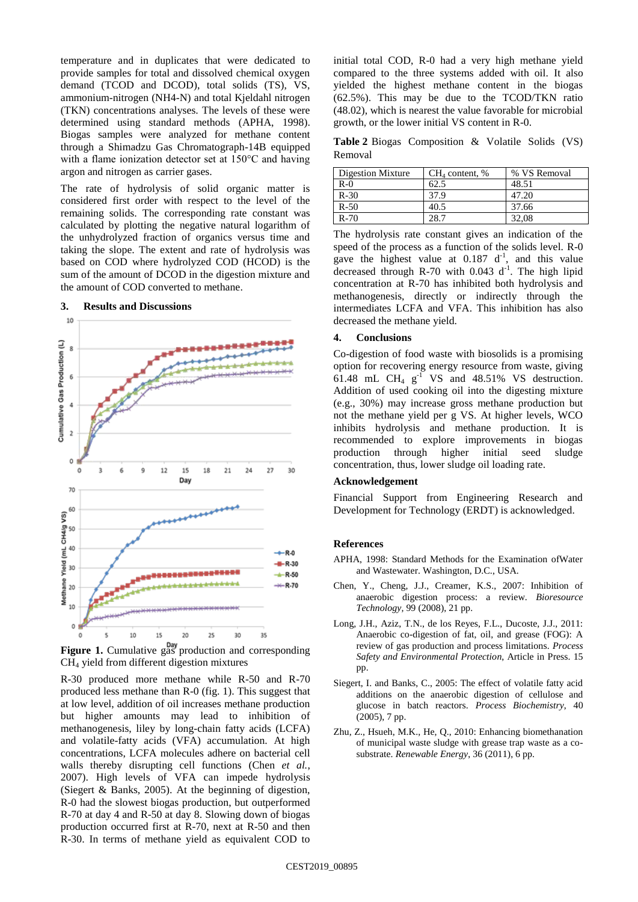temperature and in duplicates that were dedicated to provide samples for total and dissolved chemical oxygen demand (TCOD and DCOD), total solids (TS), VS, ammonium-nitrogen (NH4-N) and total Kjeldahl nitrogen (TKN) concentrations analyses. The levels of these were determined using standard methods (APHA, 1998). Biogas samples were analyzed for methane content through a Shimadzu Gas Chromatograph-14B equipped with a flame ionization detector set at 150°C and having argon and nitrogen as carrier gases.

The rate of hydrolysis of solid organic matter is considered first order with respect to the level of the remaining solids. The corresponding rate constant was calculated by plotting the negative natural logarithm of the unhydrolyzed fraction of organics versus time and taking the slope. The extent and rate of hydrolysis was based on COD where hydrolyzed COD (HCOD) is the sum of the amount of DCOD in the digestion mixture and the amount of COD converted to methane.

## 3. Results and Discussions

Cumulative Gas Production (L)
10
8
6
4
2
0
0 3 6 9 12 15 18 21 24 27 30
Day

Methane Yield (mL CH4/g VS)
70
60
50
40
30
20
10
0
0 5 10 15 20 25 30 35
Day

R-0
R-30
R-50
R-70

**Figure 1.** Cumulative gas production and corresponding $CH_4$ yield from different digestion mixtures

R-30 produced more methane while R-50 and R-70 produced less methane than R-0 (fig. 1). This suggest that at low level, addition of oil increases methane production but higher amounts may lead to inhibition of methanogenesis, liley by long-chain fatty acids (LCFA) and volatile-fatty acids (VFA) accumulation. At high concentrations, LCFA molecules adhere on bacterial cell walls thereby disrupting cell functions (Chen *et al.*, 2007). High levels of VFA can impede hydrolysis (Siegert & Banks, 2005). At the beginning of digestion, R-0 had the slowest biogas production, but outperformed R-70 at day 4 and R-50 at day 8. Slowing down of biogas production occurred first at R-70, next at R-50 and then R-30. In terms of methane yield as equivalent COD to initial total COD, R-0 had a very high methane yield compared to the three systems added with oil. It also yielded the highest methane content in the biogas (62.5%). This may be due to the TCOD/TKN ratio (48.02), which is nearest the value favorable for microbial growth, or the lower initial VS content in R-0.

**Table 2** Biogas Composition & Volatile Solids (VS) Removal

| Digestion Mixture | $CH_4$ content, % | % VS Removal |
|---|---|---|
| R-0 | 62.5 | 48.51 |
| R-30 | 37.9 | 47.20 |
| R-50 | 40.5 | 37.66 |
| R-70 | 28.7 | 32,08 |

The hydrolysis rate constant gives an indication of the speed of the process as a function of the solids level. R-0 gave the highest value at 0.187 $d^{-1}$, and this value decreased through R-70 with 0.043 $d^{-1}$. The high lipid concentration at R-70 has inhibited both hydrolysis and methanogenesis, directly or indirectly through the intermediates LCFA and VFA. This inhibition has also decreased the methane yield.

## 4. Conclusions

Co-digestion of food waste with biosolids is a promising option for recovering energy resource from waste, giving 61.48 mL $CH_4$ $g^{-1}$ VS and 48.51% VS destruction. Addition of used cooking oil into the digesting mixture (e.g., 30%) may increase gross methane production but not the methane yield per g VS. At higher levels, WCO inhibits hydrolysis and methane production. It is recommended to explore improvements in biogas production through higher initial seed sludge concentration, thus, lower sludge oil loading rate.

## Acknowledgement

Financial Support from Engineering Research and Development for Technology (ERDT) is acknowledged.

## References

APHA, 1998: Standard Methods for the Examination ofWater and Wastewater. Washington, D.C., USA.

Chen, Y., Cheng, J.J., Creamer, K.S., 2007: Inhibition of anaerobic digestion process: a review. *Bioresource Technology*, 99 (2008), 21 pp.

Long, J.H., Aziz, T.N., de los Reyes, F.L., Ducoste, J.J., 2011: Anaerobic co-digestion of fat, oil, and grease (FOG): A review of gas production and process limitations. *Process Safety and Environmental Protection*, Article in Press. 15 pp.

Siegert, I. and Banks, C., 2005: The effect of volatile fatty acid additions on the anaerobic digestion of cellulose and glucose in batch reactors. *Process Biochemistry*, 40 (2005), 7 pp.

Zhu, Z., Hsueh, M.K., He, Q., 2010: Enhancing biomethanation of municipal waste sludge with grease trap waste as a co-substrate. *Renewable Energy*, 36 (2011), 6 pp.